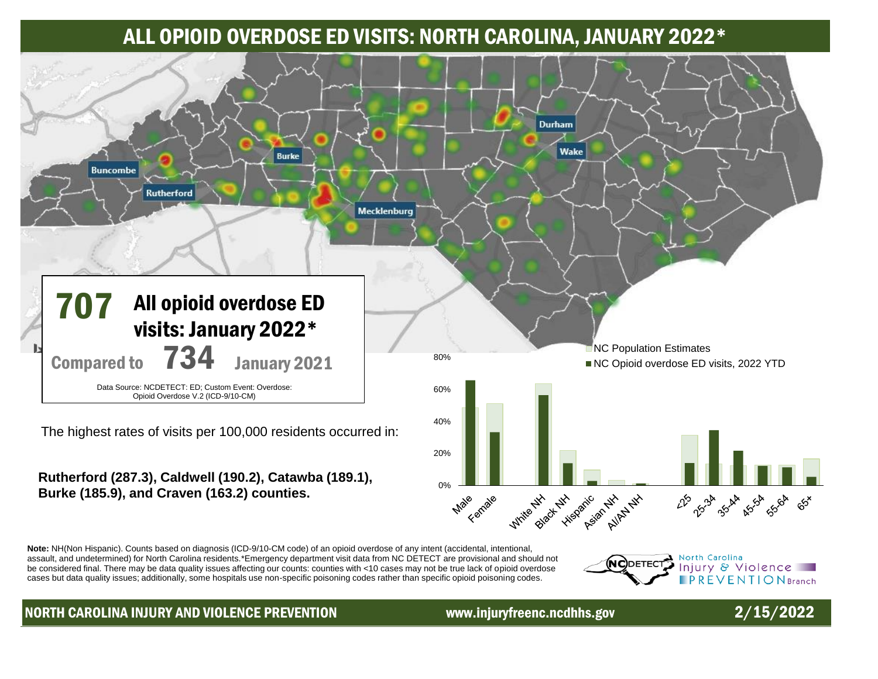# ALL OPIOID OVERDOSE ED VISITS: NORTH CAROLINA, JANUARY 2022*

Buncombe
Rutherford
Burke
Mecklenburg
Durham
Wake

## 707 All opioid overdose ED visits: January 2022*

Compared to **734** January 2021

Data Source: NCDETECT: ED; Custom Event: Overdose: Opioid Overdose V.2 (ICD-9/10-CM)

The highest rates of visits per 100,000 residents occurred in:

**Rutherford (287.3), Caldwell (190.2), Catawba (189.1), Burke (185.9), and Craven (163.2) counties.**

NC Population Estimates
NC Opioid overdose ED visits, 2022 YTD

80%
60%
40%
20%
0%

Male, Female, White NH, Black NH, Hispanic, Asian NH, AI/AN NH, <25, 25-34, 35-44, 45-54, 55-64, 65+

**Note:** NH(Non Hispanic). Counts based on diagnosis (ICD-9/10-CM code) of an opioid overdose of any intent (accidental, intentional, assault, and undetermined) for North Carolina residents.*Emergency department visit data from NC DETECT are provisional and should not be considered final. There may be data quality issues affecting our counts: counties with <10 cases may not be true lack of opioid overdose cases but data quality issues; additionally, some hospitals use non-specific poisoning codes rather than specific opioid poisoning codes.

NC DETECT | North Carolina Injury & Violence PREVENTION Branch

NORTH CAROLINA INJURY AND VIOLENCE PREVENTION | www.injuryfreenc.ncdhhs.gov | 2/15/2022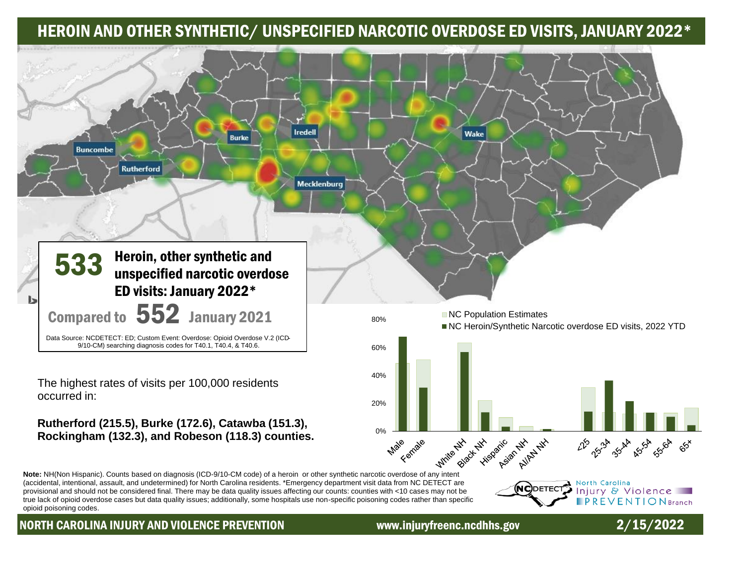# HEROIN AND OTHER SYNTHETIC/ UNSPECIFIED NARCOTIC OVERDOSE ED VISITS, JANUARY 2022*

Buncombe

Rutherford

Burke

Iredell

Mecklenburg

Wake

**533** Heroin, other synthetic and unspecified narcotic overdose ED visits: January 2022*

Compared to **552** January 2021

Data Source: NCDETECT: ED; Custom Event: Overdose: Opioid Overdose V.2 (ICD-9/10-CM) searching diagnosis codes for T40.1, T40.4, & T40.6.

The highest rates of visits per 100,000 residents occurred in:

**Rutherford (215.5), Burke (172.6), Catawba (151.3), Rockingham (132.3), and Robeson (118.3) counties.**

NC Population Estimates

NC Heroin/Synthetic Narcotic overdose ED visits, 2022 YTD

80%

60%

40%

20%

0%

Male, Female, White NH, Black NH, Hispanic, Asian NH, AI/AN NH, <25, 25-34, 35-44, 45-54, 55-64, 65+

**Note:** NH(Non Hispanic). Counts based on diagnosis (ICD-9/10-CM code) of a heroin or other synthetic narcotic overdose of any intent (accidental, intentional, assault, and undetermined) for North Carolina residents. *Emergency department visit data from NC DETECT are provisional and should not be considered final. There may be data quality issues affecting our counts: counties with <10 cases may not be true lack of opioid overdose cases but data quality issues; additionally, some hospitals use non-specific poisoning codes rather than specific opioid poisoning codes.

NC DETECT

North Carolina Injury & Violence PREVENTION Branch

NORTH CAROLINA INJURY AND VIOLENCE PREVENTION

www.injuryfreenc.ncdhhs.gov

2/15/2022